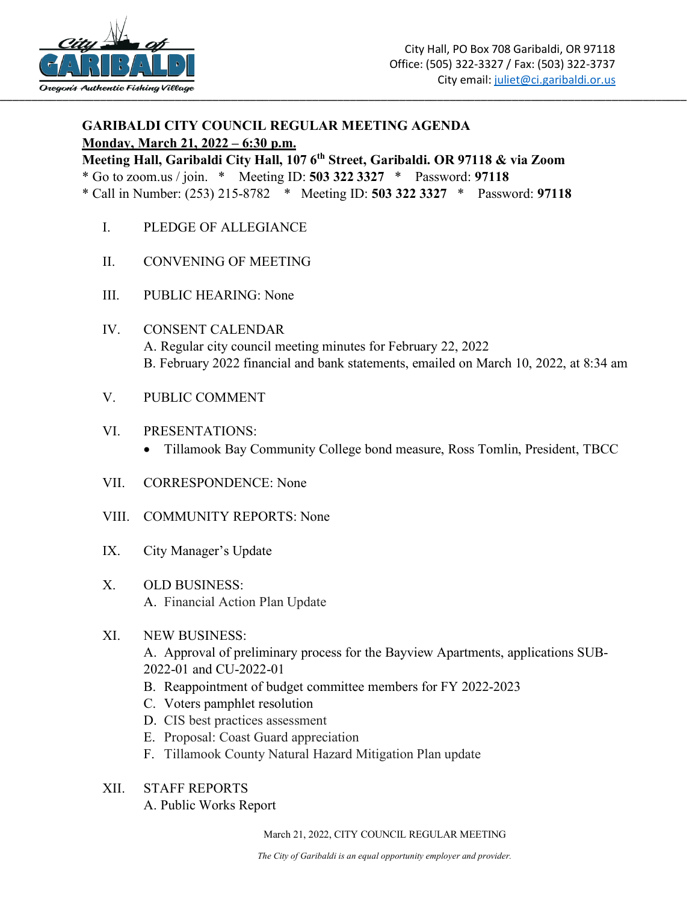City Hall, PO Box 708 Garibaldi, OR 97118
Office: (505) 322-3327 / Fax: (503) 322-3737
City email: juliet@ci.garibaldi.or.us

**GARIBALDI CITY COUNCIL REGULAR MEETING AGENDA**
**Monday, March 21, 2022 – 6:30 p.m.**
**Meeting Hall, Garibaldi City Hall, 107 6th Street, Garibaldi. OR 97118 & via Zoom**
* Go to zoom.us / join. * Meeting ID: **503 322 3327** * Password: **97118**
* Call in Number: (253) 215-8782 * Meeting ID: **503 322 3327** * Password: **97118**

I. PLEDGE OF ALLEGIANCE

II. CONVENING OF MEETING

III. PUBLIC HEARING: None

IV. CONSENT CALENDAR
A. Regular city council meeting minutes for February 22, 2022
B. February 2022 financial and bank statements, emailed on March 10, 2022, at 8:34 am

V. PUBLIC COMMENT

VI. PRESENTATIONS:
- Tillamook Bay Community College bond measure, Ross Tomlin, President, TBCC

VII. CORRESPONDENCE: None

VIII. COMMUNITY REPORTS: None

IX. City Manager's Update

X. OLD BUSINESS:
A. Financial Action Plan Update

XI. NEW BUSINESS:
A. Approval of preliminary process for the Bayview Apartments, applications SUB-2022-01 and CU-2022-01
B. Reappointment of budget committee members for FY 2022-2023
C. Voters pamphlet resolution
D. CIS best practices assessment
E. Proposal: Coast Guard appreciation
F. Tillamook County Natural Hazard Mitigation Plan update

XII. STAFF REPORTS
A. Public Works Report

*The City of Garibaldi is an equal opportunity employer and provider.*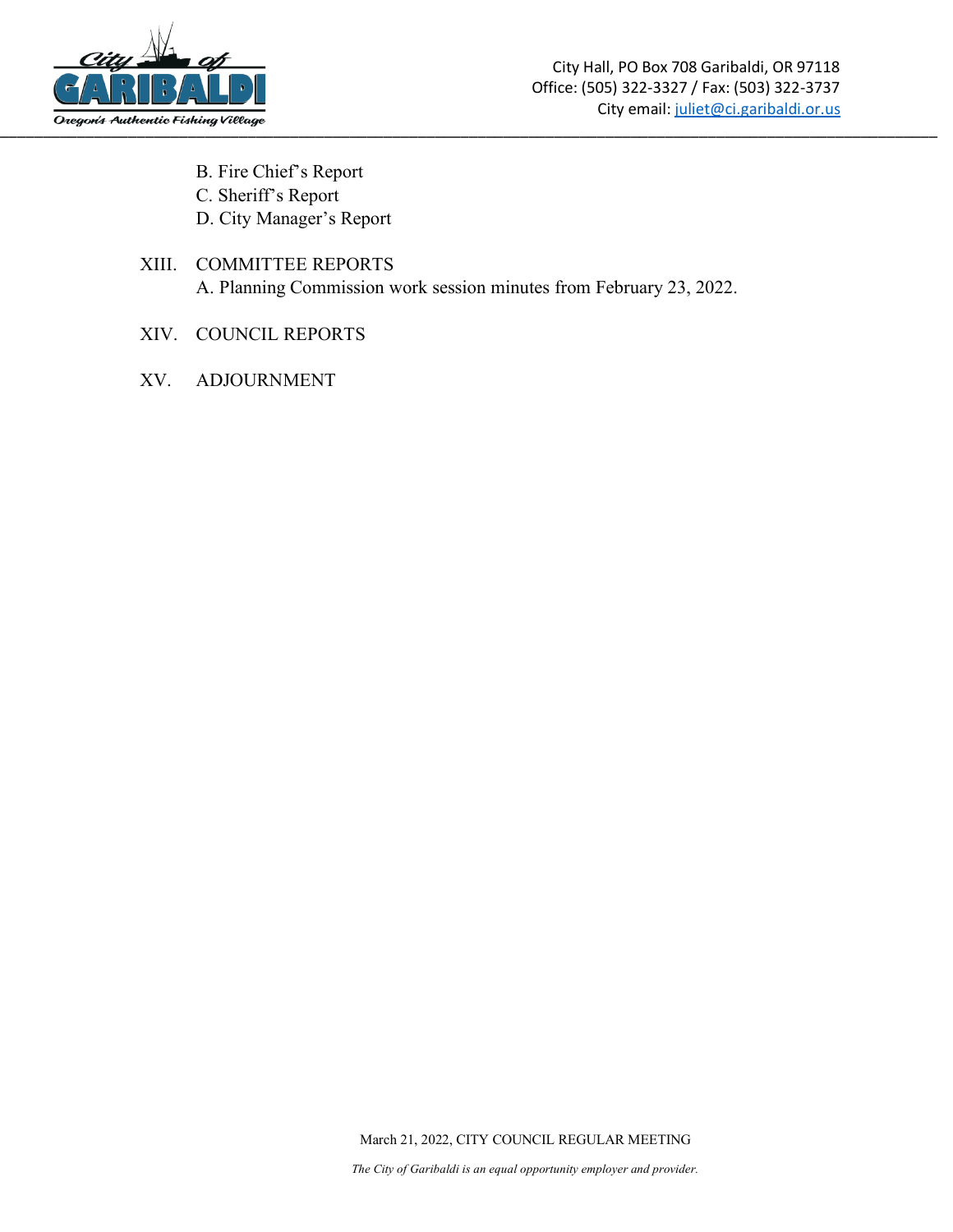B. Fire Chief's Report
C. Sheriff's Report
D. City Manager's Report

XIII. COMMITTEE REPORTS
A. Planning Commission work session minutes from February 23, 2022.

XIV. COUNCIL REPORTS

XV. ADJOURNMENT